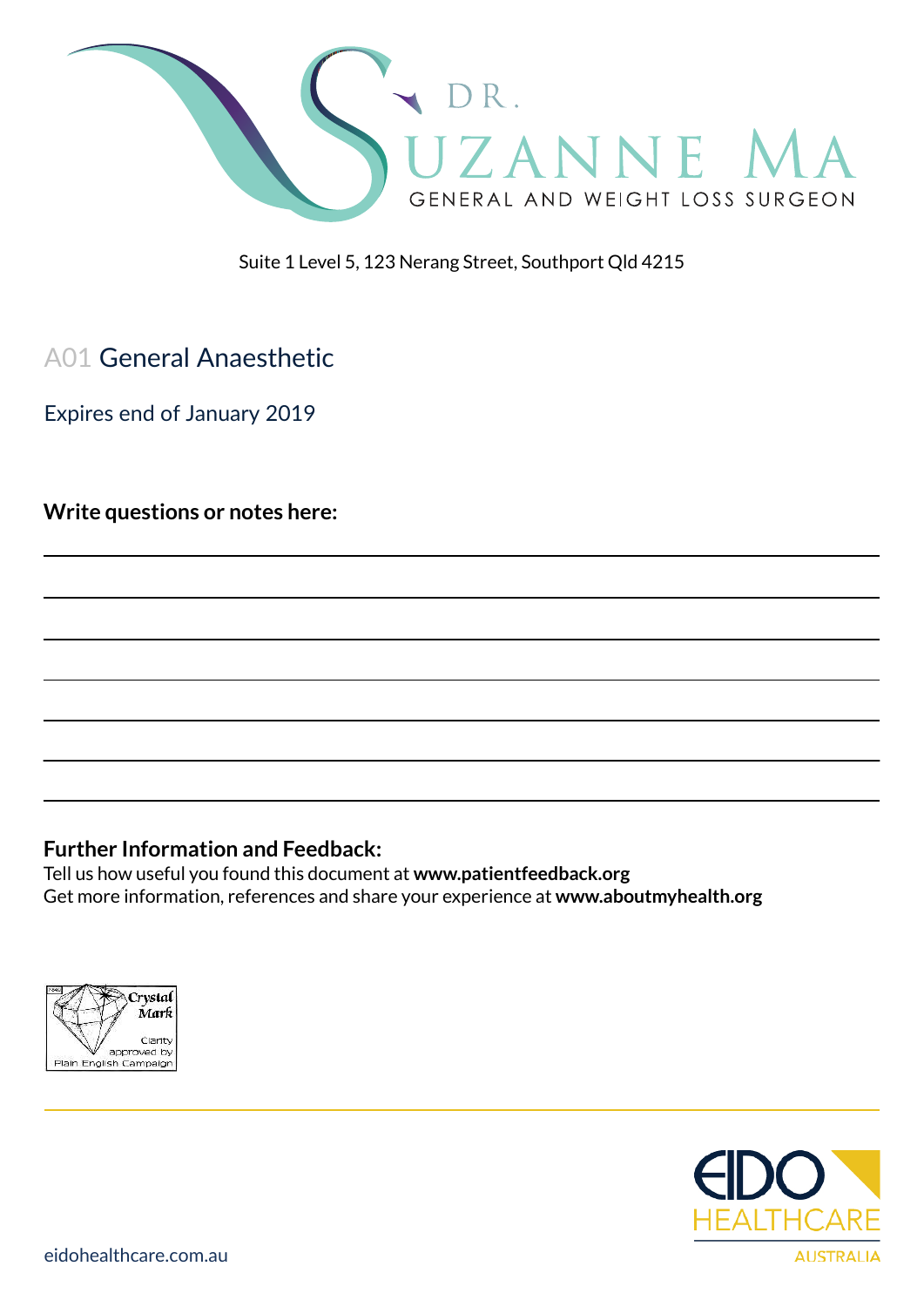DR. SUZANNE MA

GENERAL AND WEIGHT LOSS SURGEON

Suite 1 Level 5, 123 Nerang Street, Southport Qld 4215

# A01 General Anaesthetic

Expires end of January 2019

**Write questions or notes here:**

**Further Information and Feedback:**

Tell us how useful you found this document at **www.patientfeedback.org**

Get more information, references and share your experience at **www.aboutmyhealth.org**

Crystal Mark
Clarity approved by Plain English Campaign

eidohealthcare.com.au

EIDO HEALTHCARE AUSTRALIA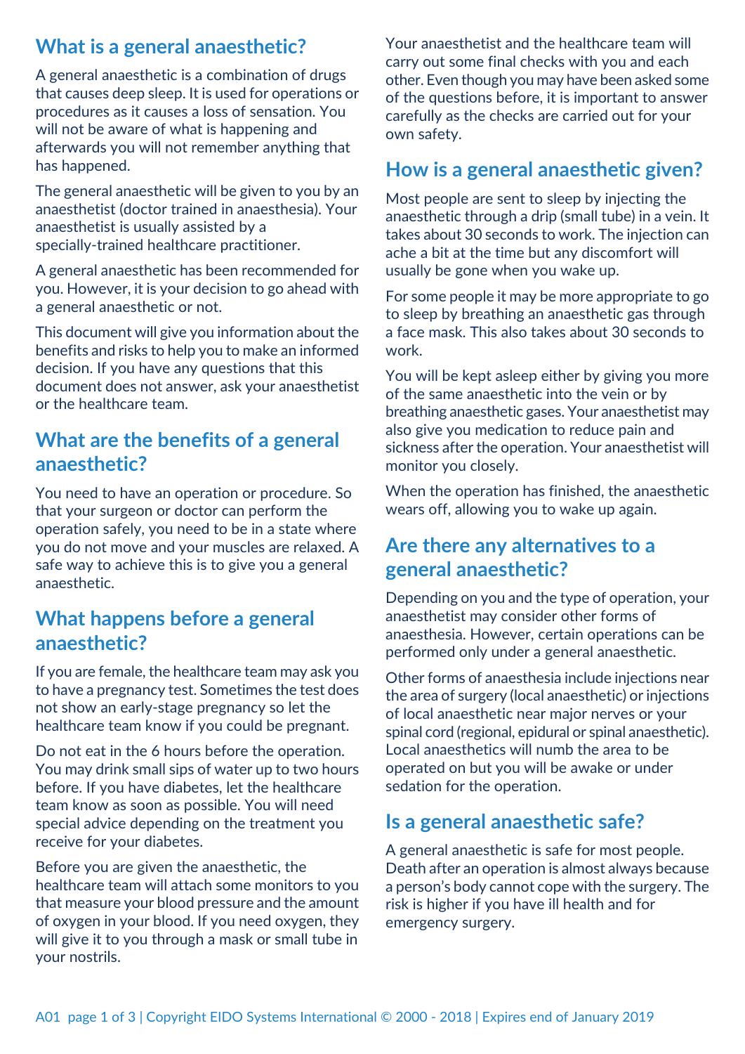## What is a general anaesthetic?

A general anaesthetic is a combination of drugs that causes deep sleep. It is used for operations or procedures as it causes a loss of sensation. You will not be aware of what is happening and afterwards you will not remember anything that has happened.

The general anaesthetic will be given to you by an anaesthetist (doctor trained in anaesthesia). Your anaesthetist is usually assisted by a specially-trained healthcare practitioner.

A general anaesthetic has been recommended for you. However, it is your decision to go ahead with a general anaesthetic or not.

This document will give you information about the benefits and risks to help you to make an informed decision. If you have any questions that this document does not answer, ask your anaesthetist or the healthcare team.

## What are the benefits of a general anaesthetic?

You need to have an operation or procedure. So that your surgeon or doctor can perform the operation safely, you need to be in a state where you do not move and your muscles are relaxed. A safe way to achieve this is to give you a general anaesthetic.

## What happens before a general anaesthetic?

If you are female, the healthcare team may ask you to have a pregnancy test. Sometimes the test does not show an early-stage pregnancy so let the healthcare team know if you could be pregnant.

Do not eat in the 6 hours before the operation. You may drink small sips of water up to two hours before. If you have diabetes, let the healthcare team know as soon as possible. You will need special advice depending on the treatment you receive for your diabetes.

Before you are given the anaesthetic, the healthcare team will attach some monitors to you that measure your blood pressure and the amount of oxygen in your blood. If you need oxygen, they will give it to you through a mask or small tube in your nostrils.

Your anaesthetist and the healthcare team will carry out some final checks with you and each other. Even though you may have been asked some of the questions before, it is important to answer carefully as the checks are carried out for your own safety.

## How is a general anaesthetic given?

Most people are sent to sleep by injecting the anaesthetic through a drip (small tube) in a vein. It takes about 30 seconds to work. The injection can ache a bit at the time but any discomfort will usually be gone when you wake up.

For some people it may be more appropriate to go to sleep by breathing an anaesthetic gas through a face mask. This also takes about 30 seconds to work.

You will be kept asleep either by giving you more of the same anaesthetic into the vein or by breathing anaesthetic gases. Your anaesthetist may also give you medication to reduce pain and sickness after the operation. Your anaesthetist will monitor you closely.

When the operation has finished, the anaesthetic wears off, allowing you to wake up again.

## Are there any alternatives to a general anaesthetic?

Depending on you and the type of operation, your anaesthetist may consider other forms of anaesthesia. However, certain operations can be performed only under a general anaesthetic.

Other forms of anaesthesia include injections near the area of surgery (local anaesthetic) or injections of local anaesthetic near major nerves or your spinal cord (regional, epidural or spinal anaesthetic). Local anaesthetics will numb the area to be operated on but you will be awake or under sedation for the operation.

## Is a general anaesthetic safe?

A general anaesthetic is safe for most people. Death after an operation is almost always because a person's body cannot cope with the surgery. The risk is higher if you have ill health and for emergency surgery.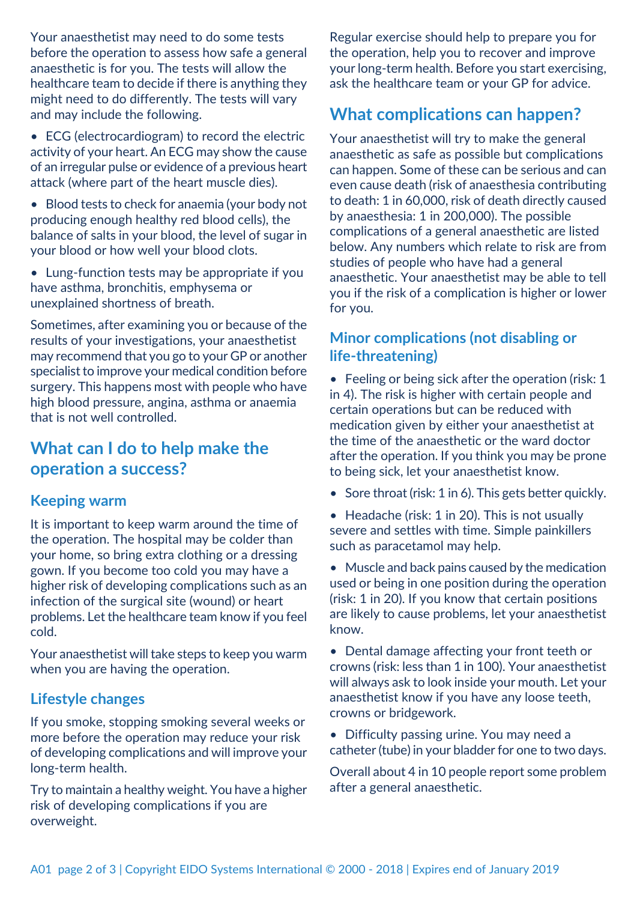Your anaesthetist may need to do some tests before the operation to assess how safe a general anaesthetic is for you. The tests will allow the healthcare team to decide if there is anything they might need to do differently. The tests will vary and may include the following.

- ECG (electrocardiogram) to record the electric activity of your heart. An ECG may show the cause of an irregular pulse or evidence of a previous heart attack (where part of the heart muscle dies).
- Blood tests to check for anaemia (your body not producing enough healthy red blood cells), the balance of salts in your blood, the level of sugar in your blood or how well your blood clots.
- Lung-function tests may be appropriate if you have asthma, bronchitis, emphysema or unexplained shortness of breath.

Sometimes, after examining you or because of the results of your investigations, your anaesthetist may recommend that you go to your GP or another specialist to improve your medical condition before surgery. This happens most with people who have high blood pressure, angina, asthma or anaemia that is not well controlled.

## What can I do to help make the operation a success?

### Keeping warm

It is important to keep warm around the time of the operation. The hospital may be colder than your home, so bring extra clothing or a dressing gown. If you become too cold you may have a higher risk of developing complications such as an infection of the surgical site (wound) or heart problems. Let the healthcare team know if you feel cold.

Your anaesthetist will take steps to keep you warm when you are having the operation.

### Lifestyle changes

If you smoke, stopping smoking several weeks or more before the operation may reduce your risk of developing complications and will improve your long-term health.

Try to maintain a healthy weight. You have a higher risk of developing complications if you are overweight.

Regular exercise should help to prepare you for the operation, help you to recover and improve your long-term health. Before you start exercising, ask the healthcare team or your GP for advice.

## What complications can happen?

Your anaesthetist will try to make the general anaesthetic as safe as possible but complications can happen. Some of these can be serious and can even cause death (risk of anaesthesia contributing to death: 1 in 60,000, risk of death directly caused by anaesthesia: 1 in 200,000). The possible complications of a general anaesthetic are listed below. Any numbers which relate to risk are from studies of people who have had a general anaesthetic. Your anaesthetist may be able to tell you if the risk of a complication is higher or lower for you.

### Minor complications (not disabling or life-threatening)

- Feeling or being sick after the operation (risk: 1 in 4). The risk is higher with certain people and certain operations but can be reduced with medication given by either your anaesthetist at the time of the anaesthetic or the ward doctor after the operation. If you think you may be prone to being sick, let your anaesthetist know.
- Sore throat (risk: 1 in 6). This gets better quickly.
- Headache (risk: 1 in 20). This is not usually severe and settles with time. Simple painkillers such as paracetamol may help.
- Muscle and back pains caused by the medication used or being in one position during the operation (risk: 1 in 20). If you know that certain positions are likely to cause problems, let your anaesthetist know.
- Dental damage affecting your front teeth or crowns (risk: less than 1 in 100). Your anaesthetist will always ask to look inside your mouth. Let your anaesthetist know if you have any loose teeth, crowns or bridgework.
- Difficulty passing urine. You may need a catheter (tube) in your bladder for one to two days.

Overall about 4 in 10 people report some problem after a general anaesthetic.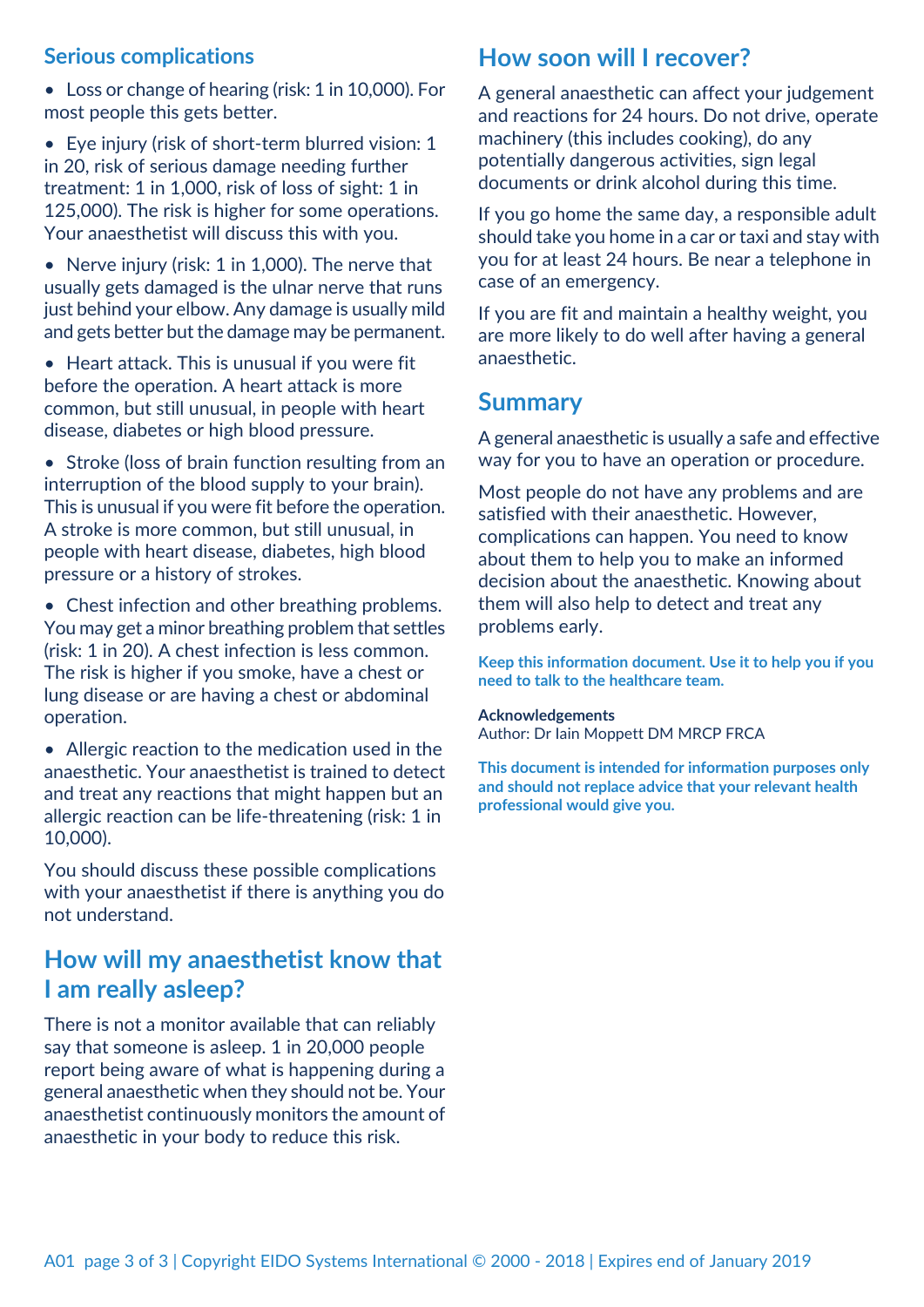### Serious complications

- Loss or change of hearing (risk: 1 in 10,000). For most people this gets better.
- Eye injury (risk of short-term blurred vision: 1 in 20, risk of serious damage needing further treatment: 1 in 1,000, risk of loss of sight: 1 in 125,000). The risk is higher for some operations. Your anaesthetist will discuss this with you.
- Nerve injury (risk: 1 in 1,000). The nerve that usually gets damaged is the ulnar nerve that runs just behind your elbow. Any damage is usually mild and gets better but the damage may be permanent.
- Heart attack. This is unusual if you were fit before the operation. A heart attack is more common, but still unusual, in people with heart disease, diabetes or high blood pressure.
- Stroke (loss of brain function resulting from an interruption of the blood supply to your brain). This is unusual if you were fit before the operation. A stroke is more common, but still unusual, in people with heart disease, diabetes, high blood pressure or a history of strokes.
- Chest infection and other breathing problems. You may get a minor breathing problem that settles (risk: 1 in 20). A chest infection is less common. The risk is higher if you smoke, have a chest or lung disease or are having a chest or abdominal operation.
- Allergic reaction to the medication used in the anaesthetic. Your anaesthetist is trained to detect and treat any reactions that might happen but an allergic reaction can be life-threatening (risk: 1 in 10,000).

You should discuss these possible complications with your anaesthetist if there is anything you do not understand.

## How will my anaesthetist know that I am really asleep?

There is not a monitor available that can reliably say that someone is asleep. 1 in 20,000 people report being aware of what is happening during a general anaesthetic when they should not be. Your anaesthetist continuously monitors the amount of anaesthetic in your body to reduce this risk.

## How soon will I recover?

A general anaesthetic can affect your judgement and reactions for 24 hours. Do not drive, operate machinery (this includes cooking), do any potentially dangerous activities, sign legal documents or drink alcohol during this time.

If you go home the same day, a responsible adult should take you home in a car or taxi and stay with you for at least 24 hours. Be near a telephone in case of an emergency.

If you are fit and maintain a healthy weight, you are more likely to do well after having a general anaesthetic.

## Summary

A general anaesthetic is usually a safe and effective way for you to have an operation or procedure.

Most people do not have any problems and are satisfied with their anaesthetic. However, complications can happen. You need to know about them to help you to make an informed decision about the anaesthetic. Knowing about them will also help to detect and treat any problems early.

**Keep this information document. Use it to help you if you need to talk to the healthcare team.**

**Acknowledgements**
Author: Dr Iain Moppett DM MRCP FRCA

**This document is intended for information purposes only and should not replace advice that your relevant health professional would give you.**